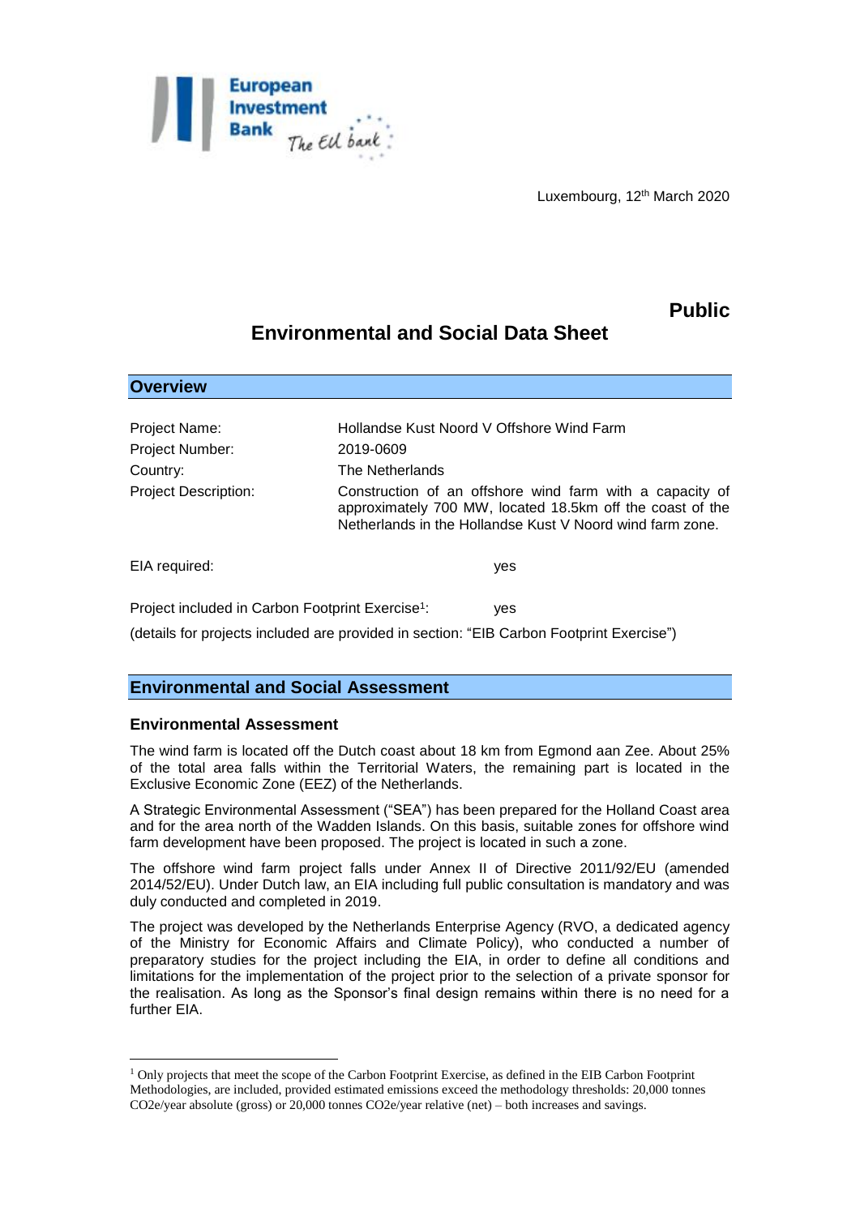Luxembourg, 12th March 2020

**Public**

# Environmental and Social Data Sheet

## Overview

| | |
|---|---|
| Project Name: | Hollandse Kust Noord V Offshore Wind Farm |
| Project Number: | 2019-0609 |
| Country: | The Netherlands |
| Project Description: | Construction of an offshore wind farm with a capacity of approximately 700 MW, located 18.5km off the coast of the Netherlands in the Hollandse Kust V Noord wind farm zone. |

EIA required: yes

Project included in Carbon Footprint Exercise[1]: yes

(details for projects included are provided in section: "EIB Carbon Footprint Exercise")

## Environmental and Social Assessment

### Environmental Assessment

The wind farm is located off the Dutch coast about 18 km from Egmond aan Zee. About 25% of the total area falls within the Territorial Waters, the remaining part is located in the Exclusive Economic Zone (EEZ) of the Netherlands.

A Strategic Environmental Assessment ("SEA") has been prepared for the Holland Coast area and for the area north of the Wadden Islands. On this basis, suitable zones for offshore wind farm development have been proposed. The project is located in such a zone.

The offshore wind farm project falls under Annex II of Directive 2011/92/EU (amended 2014/52/EU). Under Dutch law, an EIA including full public consultation is mandatory and was duly conducted and completed in 2019.

The project was developed by the Netherlands Enterprise Agency (RVO, a dedicated agency of the Ministry for Economic Affairs and Climate Policy), who conducted a number of preparatory studies for the project including the EIA, in order to define all conditions and limitations for the implementation of the project prior to the selection of a private sponsor for the realisation. As long as the Sponsor's final design remains within there is no need for a further EIA.

[1] Only projects that meet the scope of the Carbon Footprint Exercise, as defined in the EIB Carbon Footprint Methodologies, are included, provided estimated emissions exceed the methodology thresholds: 20,000 tonnes $CO_2e$/year absolute (gross) or 20,000 tonnes $CO_2e$/year relative (net) – both increases and savings.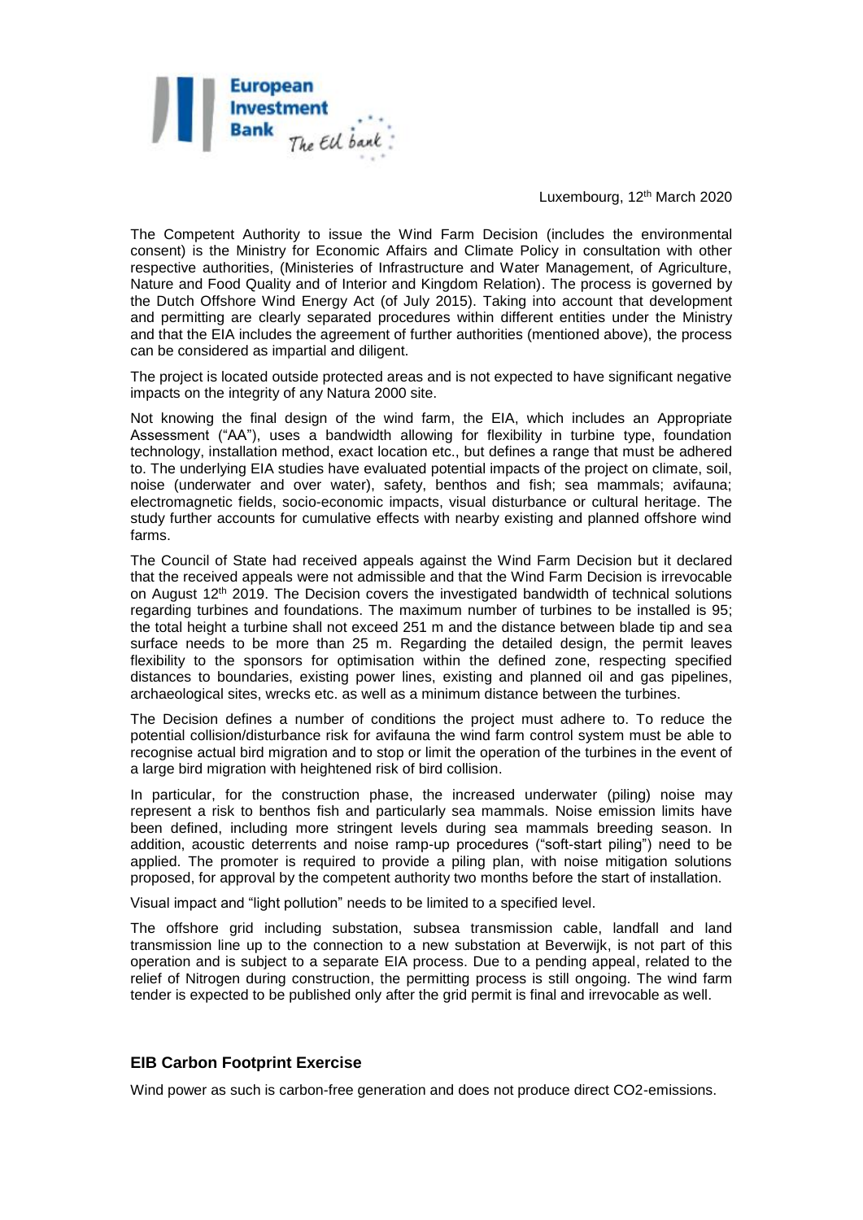Luxembourg, 12th March 2020

The Competent Authority to issue the Wind Farm Decision (includes the environmental consent) is the Ministry for Economic Affairs and Climate Policy in consultation with other respective authorities, (Ministeries of Infrastructure and Water Management, of Agriculture, Nature and Food Quality and of Interior and Kingdom Relation). The process is governed by the Dutch Offshore Wind Energy Act (of July 2015). Taking into account that development and permitting are clearly separated procedures within different entities under the Ministry and that the EIA includes the agreement of further authorities (mentioned above), the process can be considered as impartial and diligent.

The project is located outside protected areas and is not expected to have significant negative impacts on the integrity of any Natura 2000 site.

Not knowing the final design of the wind farm, the EIA, which includes an Appropriate Assessment ("AA"), uses a bandwidth allowing for flexibility in turbine type, foundation technology, installation method, exact location etc., but defines a range that must be adhered to. The underlying EIA studies have evaluated potential impacts of the project on climate, soil, noise (underwater and over water), safety, benthos and fish; sea mammals; avifauna; electromagnetic fields, socio-economic impacts, visual disturbance or cultural heritage. The study further accounts for cumulative effects with nearby existing and planned offshore wind farms.

The Council of State had received appeals against the Wind Farm Decision but it declared that the received appeals were not admissible and that the Wind Farm Decision is irrevocable on August 12th 2019. The Decision covers the investigated bandwidth of technical solutions regarding turbines and foundations. The maximum number of turbines to be installed is 95; the total height a turbine shall not exceed 251 m and the distance between blade tip and sea surface needs to be more than 25 m. Regarding the detailed design, the permit leaves flexibility to the sponsors for optimisation within the defined zone, respecting specified distances to boundaries, existing power lines, existing and planned oil and gas pipelines, archaeological sites, wrecks etc. as well as a minimum distance between the turbines.

The Decision defines a number of conditions the project must adhere to. To reduce the potential collision/disturbance risk for avifauna the wind farm control system must be able to recognise actual bird migration and to stop or limit the operation of the turbines in the event of a large bird migration with heightened risk of bird collision.

In particular, for the construction phase, the increased underwater (piling) noise may represent a risk to benthos fish and particularly sea mammals. Noise emission limits have been defined, including more stringent levels during sea mammals breeding season. In addition, acoustic deterrents and noise ramp-up procedures ("soft-start piling") need to be applied. The promoter is required to provide a piling plan, with noise mitigation solutions proposed, for approval by the competent authority two months before the start of installation.

Visual impact and "light pollution" needs to be limited to a specified level.

The offshore grid including substation, subsea transmission cable, landfall and land transmission line up to the connection to a new substation at Beverwijk, is not part of this operation and is subject to a separate EIA process. Due to a pending appeal, related to the relief of Nitrogen during construction, the permitting process is still ongoing. The wind farm tender is expected to be published only after the grid permit is final and irrevocable as well.

## EIB Carbon Footprint Exercise

Wind power as such is carbon-free generation and does not produce direct $CO_2$-emissions.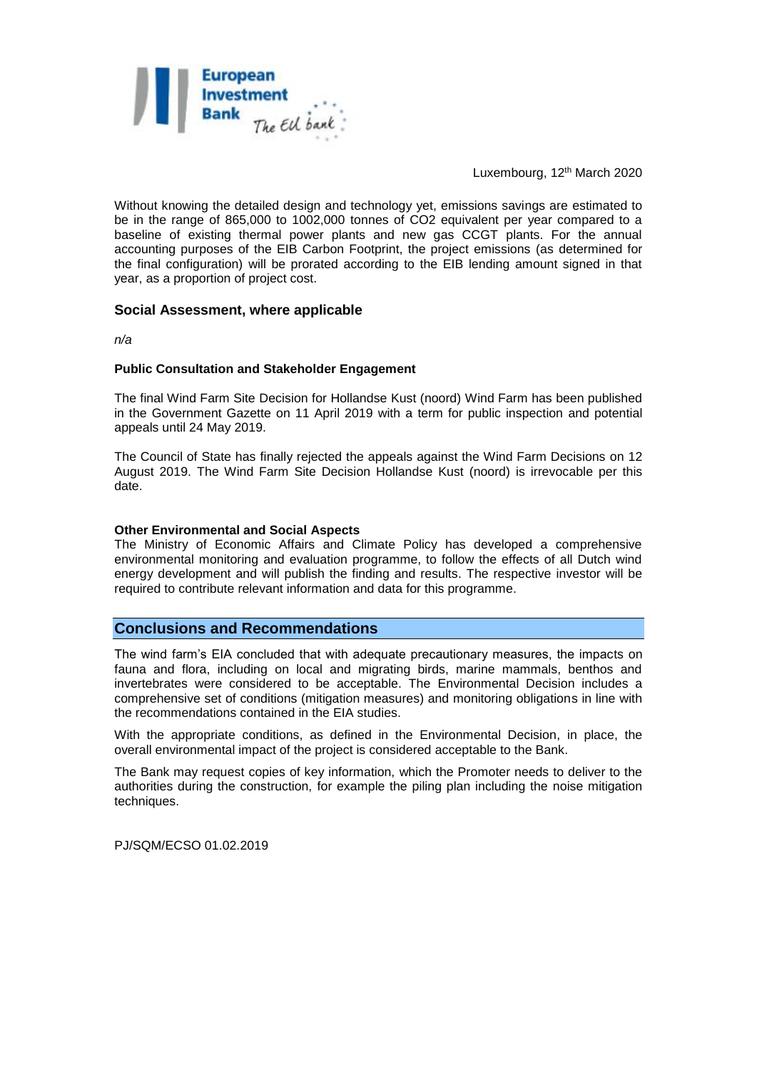Luxembourg, 12th March 2020

Without knowing the detailed design and technology yet, emissions savings are estimated to be in the range of 865,000 to 1002,000 tonnes of $CO_2$ equivalent per year compared to a baseline of existing thermal power plants and new gas CCGT plants. For the annual accounting purposes of the EIB Carbon Footprint, the project emissions (as determined for the final configuration) will be prorated according to the EIB lending amount signed in that year, as a proportion of project cost.

### Social Assessment, where applicable

*n/a*

#### Public Consultation and Stakeholder Engagement

The final Wind Farm Site Decision for Hollandse Kust (noord) Wind Farm has been published in the Government Gazette on 11 April 2019 with a term for public inspection and potential appeals until 24 May 2019.

The Council of State has finally rejected the appeals against the Wind Farm Decisions on 12 August 2019. The Wind Farm Site Decision Hollandse Kust (noord) is irrevocable per this date.

#### Other Environmental and Social Aspects

The Ministry of Economic Affairs and Climate Policy has developed a comprehensive environmental monitoring and evaluation programme, to follow the effects of all Dutch wind energy development and will publish the finding and results. The respective investor will be required to contribute relevant information and data for this programme.

## Conclusions and Recommendations

The wind farm's EIA concluded that with adequate precautionary measures, the impacts on fauna and flora, including on local and migrating birds, marine mammals, benthos and invertebrates were considered to be acceptable. The Environmental Decision includes a comprehensive set of conditions (mitigation measures) and monitoring obligations in line with the recommendations contained in the EIA studies.

With the appropriate conditions, as defined in the Environmental Decision, in place, the overall environmental impact of the project is considered acceptable to the Bank.

The Bank may request copies of key information, which the Promoter needs to deliver to the authorities during the construction, for example the piling plan including the noise mitigation techniques.

PJ/SQM/ECSO 01.02.2019